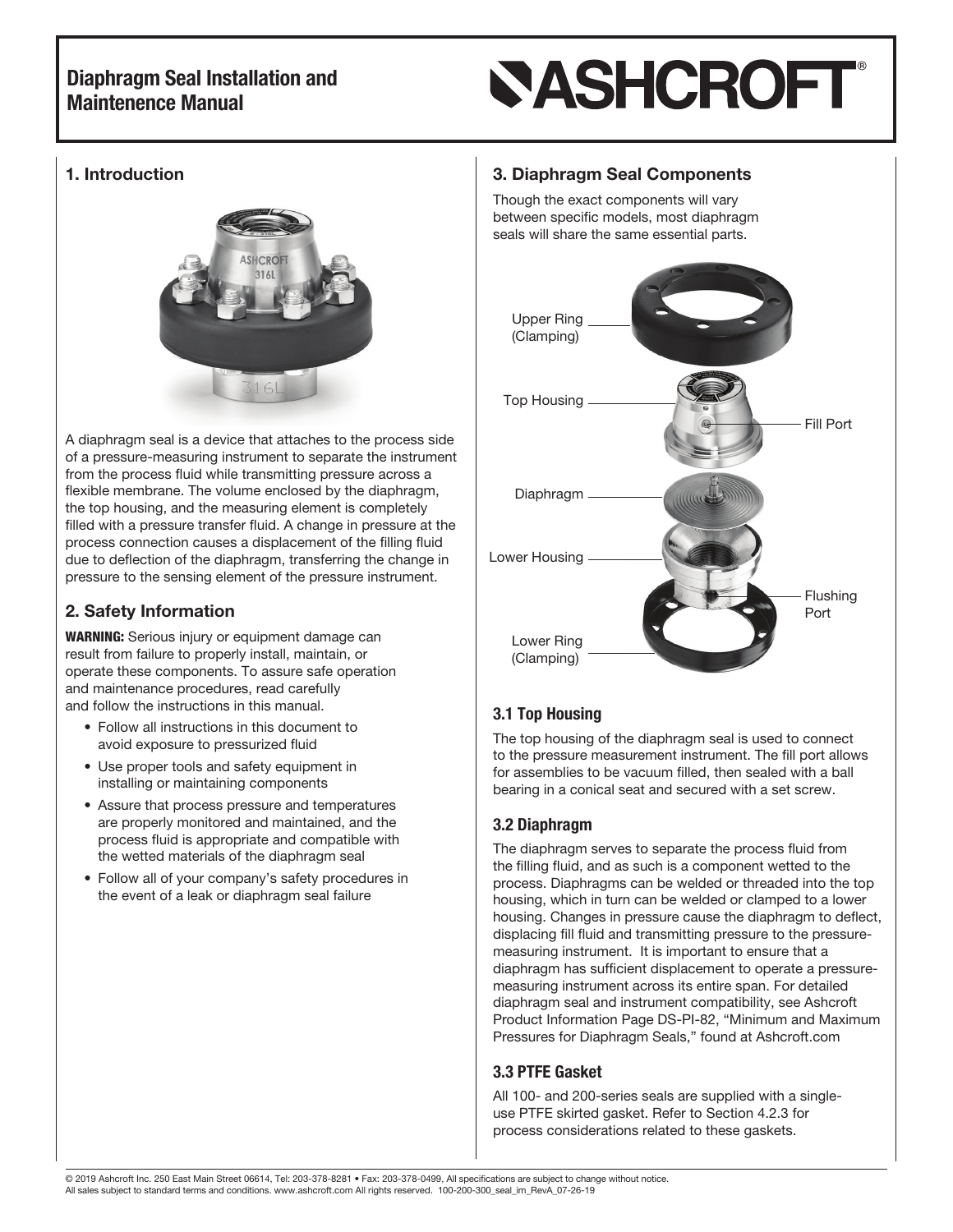# Diaphragm Seal Installation and Maintenence Manual

ASHCROFT®

## 1. Introduction

A diaphragm seal is a device that attaches to the process side of a pressure-measuring instrument to separate the instrument from the process fluid while transmitting pressure across a flexible membrane. The volume enclosed by the diaphragm, the top housing, and the measuring element is completely filled with a pressure transfer fluid. A change in pressure at the process connection causes a displacement of the filling fluid due to deflection of the diaphragm, transferring the change in pressure to the sensing element of the pressure instrument.

## 2. Safety Information

**WARNING:** Serious injury or equipment damage can result from failure to properly install, maintain, or operate these components. To assure safe operation and maintenance procedures, read carefully and follow the instructions in this manual.

- Follow all instructions in this document to avoid exposure to pressurized fluid
- Use proper tools and safety equipment in installing or maintaining components
- Assure that process pressure and temperatures are properly monitored and maintained, and the process fluid is appropriate and compatible with the wetted materials of the diaphragm seal
- Follow all of your company's safety procedures in the event of a leak or diaphragm seal failure

## 3. Diaphragm Seal Components

Though the exact components will vary between specific models, most diaphragm seals will share the same essential parts.

Upper Ring (Clamping)

Top Housing

Fill Port

Diaphragm

Lower Housing

Flushing Port

Lower Ring (Clamping)

### 3.1 Top Housing

The top housing of the diaphragm seal is used to connect to the pressure measurement instrument. The fill port allows for assemblies to be vacuum filled, then sealed with a ball bearing in a conical seat and secured with a set screw.

### 3.2 Diaphragm

The diaphragm serves to separate the process fluid from the filling fluid, and as such is a component wetted to the process. Diaphragms can be welded or threaded into the top housing, which in turn can be welded or clamped to a lower housing. Changes in pressure cause the diaphragm to deflect, displacing fill fluid and transmitting pressure to the pressure-measuring instrument. It is important to ensure that a diaphragm has sufficient displacement to operate a pressure-measuring instrument across its entire span. For detailed diaphragm seal and instrument compatibility, see Ashcroft Product Information Page DS-PI-82, "Minimum and Maximum Pressures for Diaphragm Seals," found at Ashcroft.com

### 3.3 PTFE Gasket

All 100- and 200-series seals are supplied with a single-use PTFE skirted gasket. Refer to Section 4.2.3 for process considerations related to these gaskets.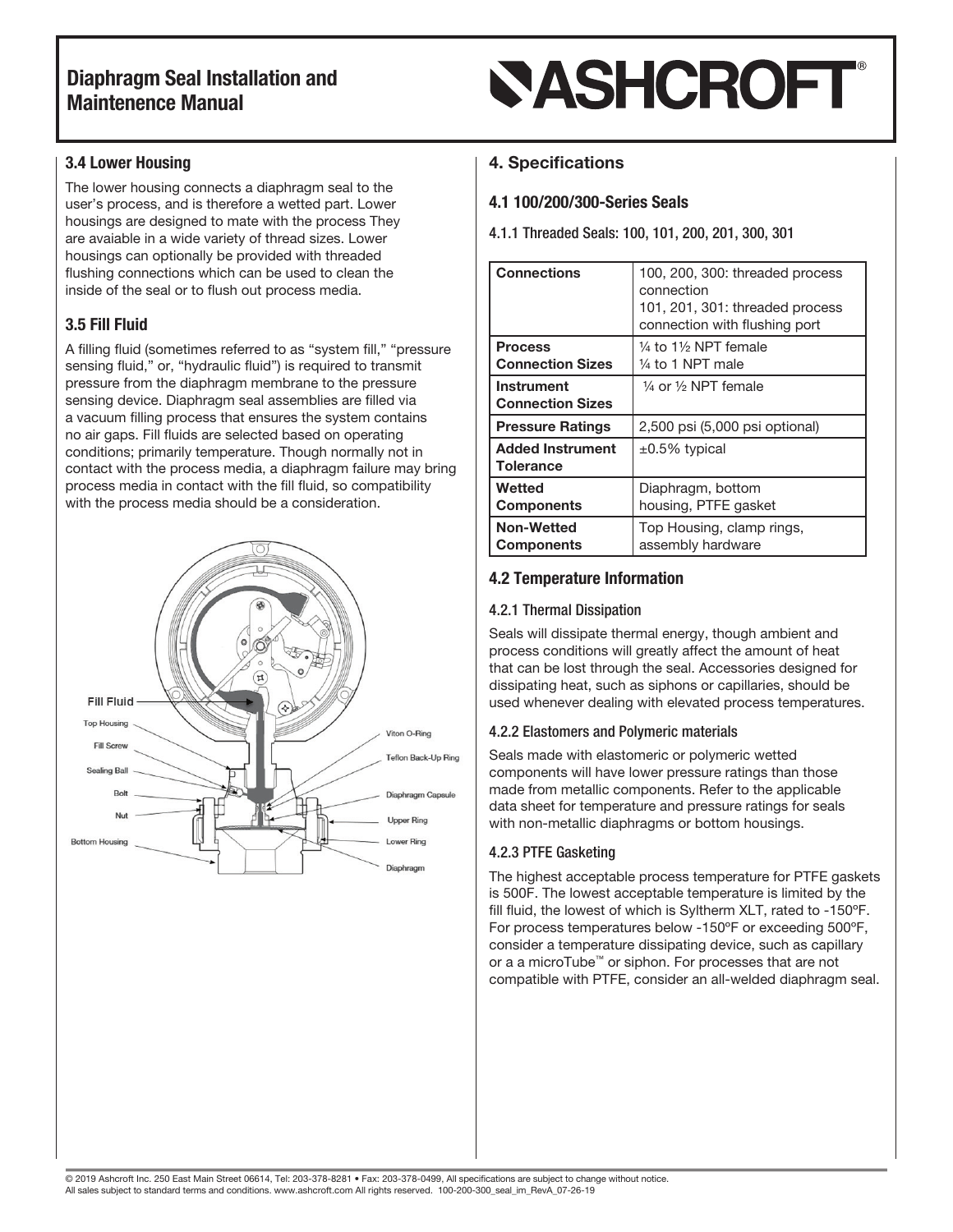### 3.4 Lower Housing

The lower housing connects a diaphragm seal to the user's process, and is therefore a wetted part. Lower housings are designed to mate with the process They are avaiable in a wide variety of thread sizes. Lower housings can optionally be provided with threaded flushing connections which can be used to clean the inside of the seal or to flush out process media.

### 3.5 Fill Fluid

A filling fluid (sometimes referred to as "system fill," "pressure sensing fluid," or, "hydraulic fluid") is required to transmit pressure from the diaphragm membrane to the pressure sensing device. Diaphragm seal assemblies are filled via a vacuum filling process that ensures the system contains no air gaps. Fill fluids are selected based on operating conditions; primarily temperature. Though normally not in contact with the process media, a diaphragm failure may bring process media in contact with the fill fluid, so compatibility with the process media should be a consideration.

Fill Fluid, Top Housing, Fill Screw, Sealing Ball, Bolt, Nut, Bottom Housing, Viton O-Ring, Teflon Back-Up Ring, Diaphragm Capsule, Upper Ring, Lower Ring, Diaphragm

## 4. Specifications

### 4.1 100/200/300-Series Seals

#### 4.1.1 Threaded Seals: 100, 101, 200, 201, 300, 301

| | |
|---|---|
| **Connections** | 100, 200, 300: threaded process connection<br>101, 201, 301: threaded process connection with flushing port |
| **Process Connection Sizes** | ¼ to 1½ NPT female<br>¼ to 1 NPT male |
| **Instrument Connection Sizes** | ¼ or ½ NPT female |
| **Pressure Ratings** | 2,500 psi (5,000 psi optional) |
| **Added Instrument Tolerance** | ±0.5% typical |
| **Wetted Components** | Diaphragm, bottom housing, PTFE gasket |
| **Non-Wetted Components** | Top Housing, clamp rings, assembly hardware |

### 4.2 Temperature Information

#### 4.2.1 Thermal Dissipation

Seals will dissipate thermal energy, though ambient and process conditions will greatly affect the amount of heat that can be lost through the seal. Accessories designed for dissipating heat, such as siphons or capillaries, should be used whenever dealing with elevated process temperatures.

#### 4.2.2 Elastomers and Polymeric materials

Seals made with elastomeric or polymeric wetted components will have lower pressure ratings than those made from metallic components. Refer to the applicable data sheet for temperature and pressure ratings for seals with non-metallic diaphragms or bottom housings.

#### 4.2.3 PTFE Gasketing

The highest acceptable process temperature for PTFE gaskets is 500F. The lowest acceptable temperature is limited by the fill fluid, the lowest of which is Syltherm XLT, rated to -150ºF. For process temperatures below -150ºF or exceeding 500ºF, consider a temperature dissipating device, such as capillary or a a microTube™ or siphon. For processes that are not compatible with PTFE, consider an all-welded diaphragm seal.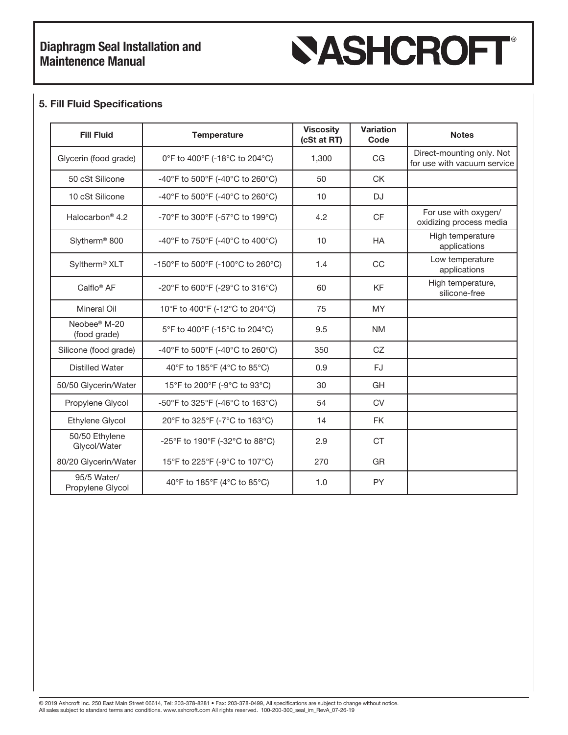## 5. Fill Fluid Specifications

| Fill Fluid | Temperature | Viscosity (cSt at RT) | Variation Code | Notes |
|---|---|---|---|---|
| Glycerin (food grade) | 0°F to 400°F (-18°C to 204°C) | 1,300 | CG | Direct-mounting only. Not for use with vacuum service |
| 50 cSt Silicone | -40°F to 500°F (-40°C to 260°C) | 50 | CK | |
| 10 cSt Silicone | -40°F to 500°F (-40°C to 260°C) | 10 | DJ | |
| Halocarbon® 4.2 | -70°F to 300°F (-57°C to 199°C) | 4.2 | CF | For use with oxygen/ oxidizing process media |
| Slytherm® 800 | -40°F to 750°F (-40°C to 400°C) | 10 | HA | High temperature applications |
| Syltherm® XLT | -150°F to 500°F (-100°C to 260°C) | 1.4 | CC | Low temperature applications |
| Calflo® AF | -20°F to 600°F (-29°C to 316°C) | 60 | KF | High temperature, silicone-free |
| Mineral Oil | 10°F to 400°F (-12°C to 204°C) | 75 | MY | |
| Neobee® M-20 (food grade) | 5°F to 400°F (-15°C to 204°C) | 9.5 | NM | |
| Silicone (food grade) | -40°F to 500°F (-40°C to 260°C) | 350 | CZ | |
| Distilled Water | 40°F to 185°F (4°C to 85°C) | 0.9 | FJ | |
| 50/50 Glycerin/Water | 15°F to 200°F (-9°C to 93°C) | 30 | GH | |
| Propylene Glycol | -50°F to 325°F (-46°C to 163°C) | 54 | CV | |
| Ethylene Glycol | 20°F to 325°F (-7°C to 163°C) | 14 | FK | |
| 50/50 Ethylene Glycol/Water | -25°F to 190°F (-32°C to 88°C) | 2.9 | CT | |
| 80/20 Glycerin/Water | 15°F to 225°F (-9°C to 107°C) | 270 | GR | |
| 95/5 Water/ Propylene Glycol | 40°F to 185°F (4°C to 85°C) | 1.0 | PY | |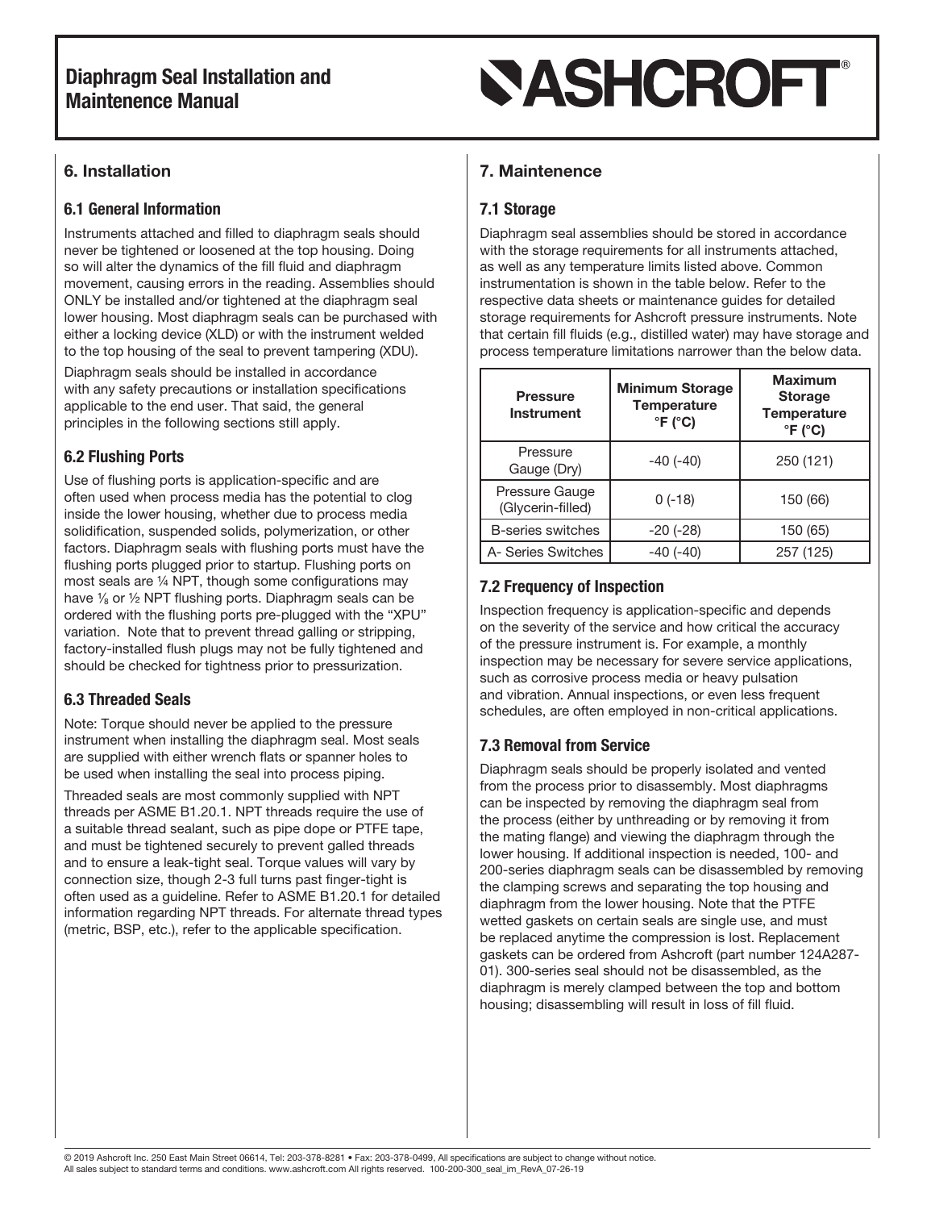## 6. Installation

### 6.1 General Information

Instruments attached and filled to diaphragm seals should never be tightened or loosened at the top housing. Doing so will alter the dynamics of the fill fluid and diaphragm movement, causing errors in the reading. Assemblies should ONLY be installed and/or tightened at the diaphragm seal lower housing. Most diaphragm seals can be purchased with either a locking device (XLD) or with the instrument welded to the top housing of the seal to prevent tampering (XDU).

Diaphragm seals should be installed in accordance with any safety precautions or installation specifications applicable to the end user. That said, the general principles in the following sections still apply.

### 6.2 Flushing Ports

Use of flushing ports is application-specific and are often used when process media has the potential to clog inside the lower housing, whether due to process media solidification, suspended solids, polymerization, or other factors. Diaphragm seals with flushing ports must have the flushing ports plugged prior to startup. Flushing ports on most seals are ¼ NPT, though some configurations may have ⅛ or ½ NPT flushing ports. Diaphragm seals can be ordered with the flushing ports pre-plugged with the "XPU" variation. Note that to prevent thread galling or stripping, factory-installed flush plugs may not be fully tightened and should be checked for tightness prior to pressurization.

### 6.3 Threaded Seals

Note: Torque should never be applied to the pressure instrument when installing the diaphragm seal. Most seals are supplied with either wrench flats or spanner holes to be used when installing the seal into process piping.

Threaded seals are most commonly supplied with NPT threads per ASME B1.20.1. NPT threads require the use of a suitable thread sealant, such as pipe dope or PTFE tape, and must be tightened securely to prevent galled threads and to ensure a leak-tight seal. Torque values will vary by connection size, though 2-3 full turns past finger-tight is often used as a guideline. Refer to ASME B1.20.1 for detailed information regarding NPT threads. For alternate thread types (metric, BSP, etc.), refer to the applicable specification.

## 7. Maintenence

### 7.1 Storage

Diaphragm seal assemblies should be stored in accordance with the storage requirements for all instruments attached, as well as any temperature limits listed above. Common instrumentation is shown in the table below. Refer to the respective data sheets or maintenance guides for detailed storage requirements for Ashcroft pressure instruments. Note that certain fill fluids (e.g., distilled water) may have storage and process temperature limitations narrower than the below data.

| Pressure Instrument | Minimum Storage Temperature °F (°C) | Maximum Storage Temperature °F (°C) |
|---|---|---|
| Pressure Gauge (Dry) | -40 (-40) | 250 (121) |
| Pressure Gauge (Glycerin-filled) | 0 (-18) | 150 (66) |
| B-series switches | -20 (-28) | 150 (65) |
| A- Series Switches | -40 (-40) | 257 (125) |

### 7.2 Frequency of Inspection

Inspection frequency is application-specific and depends on the severity of the service and how critical the accuracy of the pressure instrument is. For example, a monthly inspection may be necessary for severe service applications, such as corrosive process media or heavy pulsation and vibration. Annual inspections, or even less frequent schedules, are often employed in non-critical applications.

### 7.3 Removal from Service

Diaphragm seals should be properly isolated and vented from the process prior to disassembly. Most diaphragms can be inspected by removing the diaphragm seal from the process (either by unthreading or by removing it from the mating flange) and viewing the diaphragm through the lower housing. If additional inspection is needed, 100- and 200-series diaphragm seals can be disassembled by removing the clamping screws and separating the top housing and diaphragm from the lower housing. Note that the PTFE wetted gaskets on certain seals are single use, and must be replaced anytime the compression is lost. Replacement gaskets can be ordered from Ashcroft (part number 124A287-01). 300-series seal should not be disassembled, as the diaphragm is merely clamped between the top and bottom housing; disassembling will result in loss of fill fluid.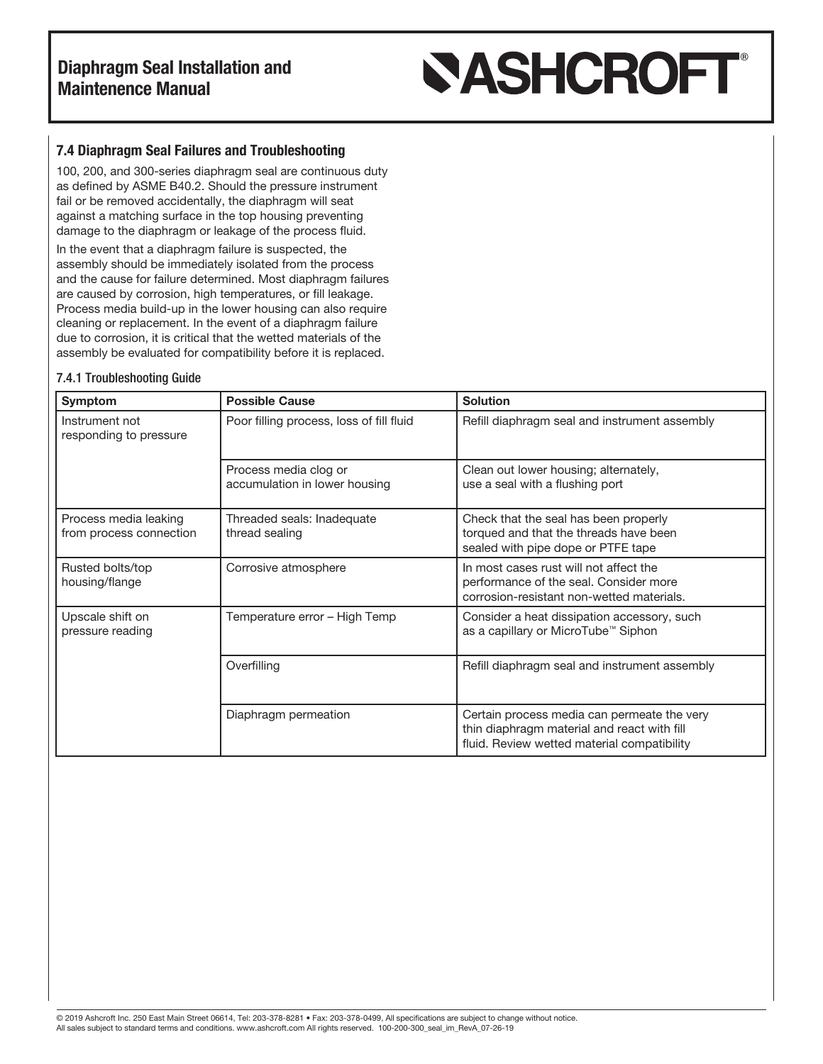## 7.4 Diaphragm Seal Failures and Troubleshooting

100, 200, and 300-series diaphragm seal are continuous duty as defined by ASME B40.2. Should the pressure instrument fail or be removed accidentally, the diaphragm will seat against a matching surface in the top housing preventing damage to the diaphragm or leakage of the process fluid.

In the event that a diaphragm failure is suspected, the assembly should be immediately isolated from the process and the cause for failure determined. Most diaphragm failures are caused by corrosion, high temperatures, or fill leakage. Process media build-up in the lower housing can also require cleaning or replacement. In the event of a diaphragm failure due to corrosion, it is critical that the wetted materials of the assembly be evaluated for compatibility before it is replaced.

### 7.4.1 Troubleshooting Guide

| Symptom | Possible Cause | Solution |
|---|---|---|
| Instrument not responding to pressure | Poor filling process, loss of fill fluid | Refill diaphragm seal and instrument assembly |
| | Process media clog or accumulation in lower housing | Clean out lower housing; alternately, use a seal with a flushing port |
| Process media leaking from process connection | Threaded seals: Inadequate thread sealing | Check that the seal has been properly torqued and that the threads have been sealed with pipe dope or PTFE tape |
| Rusted bolts/top housing/flange | Corrosive atmosphere | In most cases rust will not affect the performance of the seal. Consider more corrosion-resistant non-wetted materials. |
| Upscale shift on pressure reading | Temperature error – High Temp | Consider a heat dissipation accessory, such as a capillary or MicroTube™ Siphon |
| | Overfilling | Refill diaphragm seal and instrument assembly |
| | Diaphragm permeation | Certain process media can permeate the very thin diaphragm material and react with fill fluid. Review wetted material compatibility |